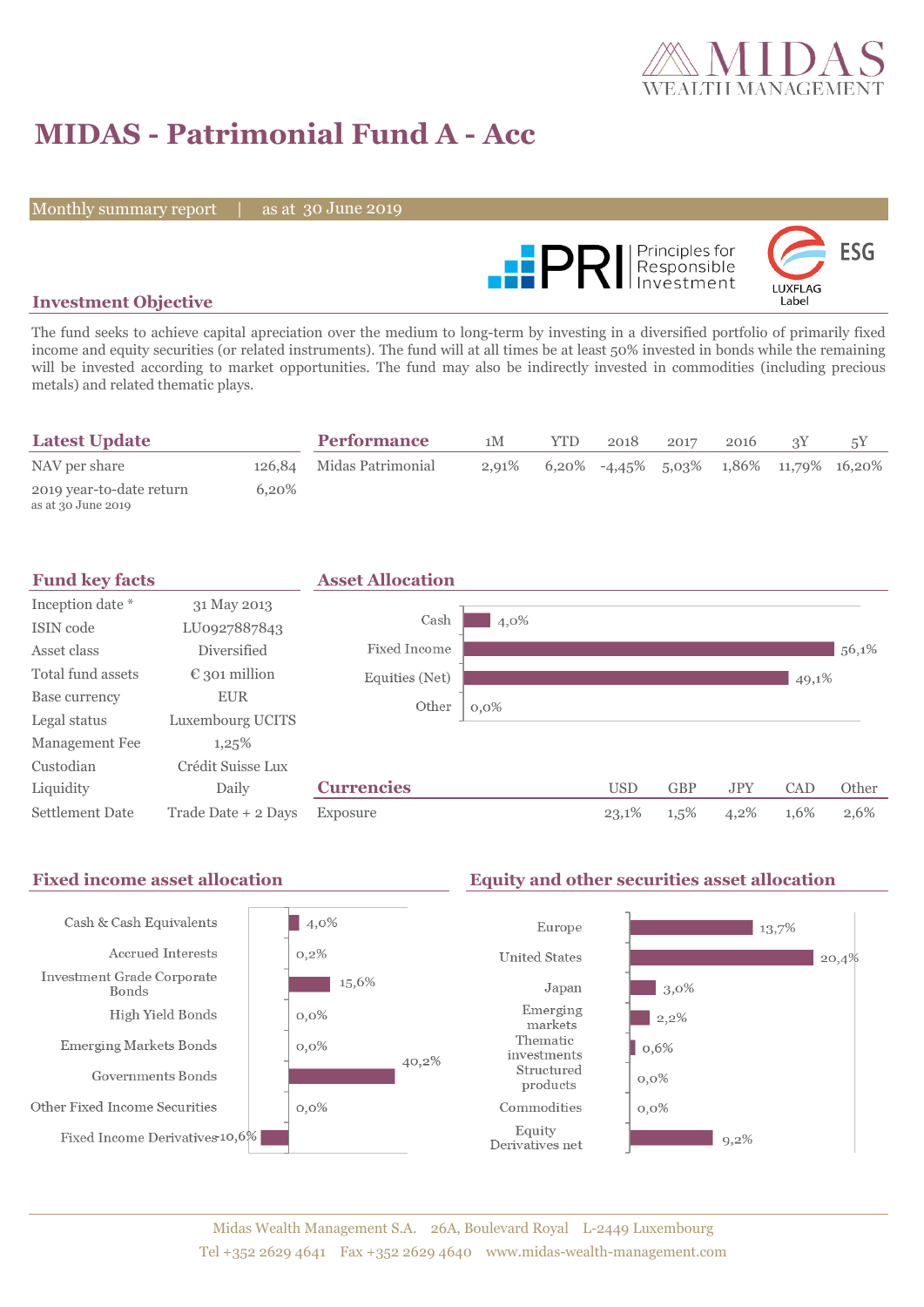# MIDAS - Patrimonial Fund A - Acc

Monthly summary report | as at 30 June 2019

## Investment Objective

The fund seeks to achieve capital apreciation over the medium to long-term by investing in a diversified portfolio of primarily fixed income and equity securities (or related instruments). The fund will at all times be at least 50% invested in bonds while the remaining will be invested according to market opportunities. The fund may also be indirectly invested in commodities (including precious metals) and related thematic plays.

## Latest Update

| | |
|---|---|
| NAV per share | 126,84 |
| 2019 year-to-date return<br>as at 30 June 2019 | 6,20% |

## Performance

| | 1M | YTD | 2018 | 2017 | 2016 | 3Y | 5Y |
|---|---|---|---|---|---|---|---|
| Midas Patrimonial | 2,91% | 6,20% | -4,45% | 5,03% | 1,86% | 11,79% | 16,20% |

## Fund key facts

| | |
|---|---|
| Inception date * | 31 May 2013 |
| ISIN code | LU0927887843 |
| Asset class | Diversified |
| Total fund assets | € 301 million |
| Base currency | EUR |
| Legal status | Luxembourg UCITS |
| Management Fee | 1,25% |
| Custodian | Crédit Suisse Lux |
| Liquidity | Daily |
| Settlement Date | Trade Date + 2 Days |

## Asset Allocation

| | |
|---|---|
| Cash | 4,0% |
| Fixed Income | 56,1% |
| Equities (Net) | 49,1% |
| Other | 0,0% |

## Currencies

| | USD | GBP | JPY | CAD | Other |
|---|---|---|---|---|---|
| Exposure | 23,1% | 1,5% | 4,2% | 1,6% | 2,6% |

## Fixed income asset allocation

| | |
|---|---|
| Cash & Cash Equivalents | 4,0% |
| Accrued Interests | 0,2% |
| Investment Grade Corporate Bonds | 15,6% |
| High Yield Bonds | 0,0% |
| Emerging Markets Bonds | 0,0% |
| Governments Bonds | 40,2% |
| Other Fixed Income Securities | 0,0% |
| Fixed Income Derivatives | -10,6% |

## Equity and other securities asset allocation

| | |
|---|---|
| Europe | 13,7% |
| United States | 20,4% |
| Japan | 3,0% |
| Emerging markets | 2,2% |
| Thematic investments | 0,6% |
| Structured products | 0,0% |
| Commodities | 0,0% |
| Equity Derivatives net | 9,2% |

Midas Wealth Management S.A. 26A, Boulevard Royal L-2449 Luxembourg
Tel +352 2629 4641 Fax +352 2629 4640 www.midas-wealth-management.com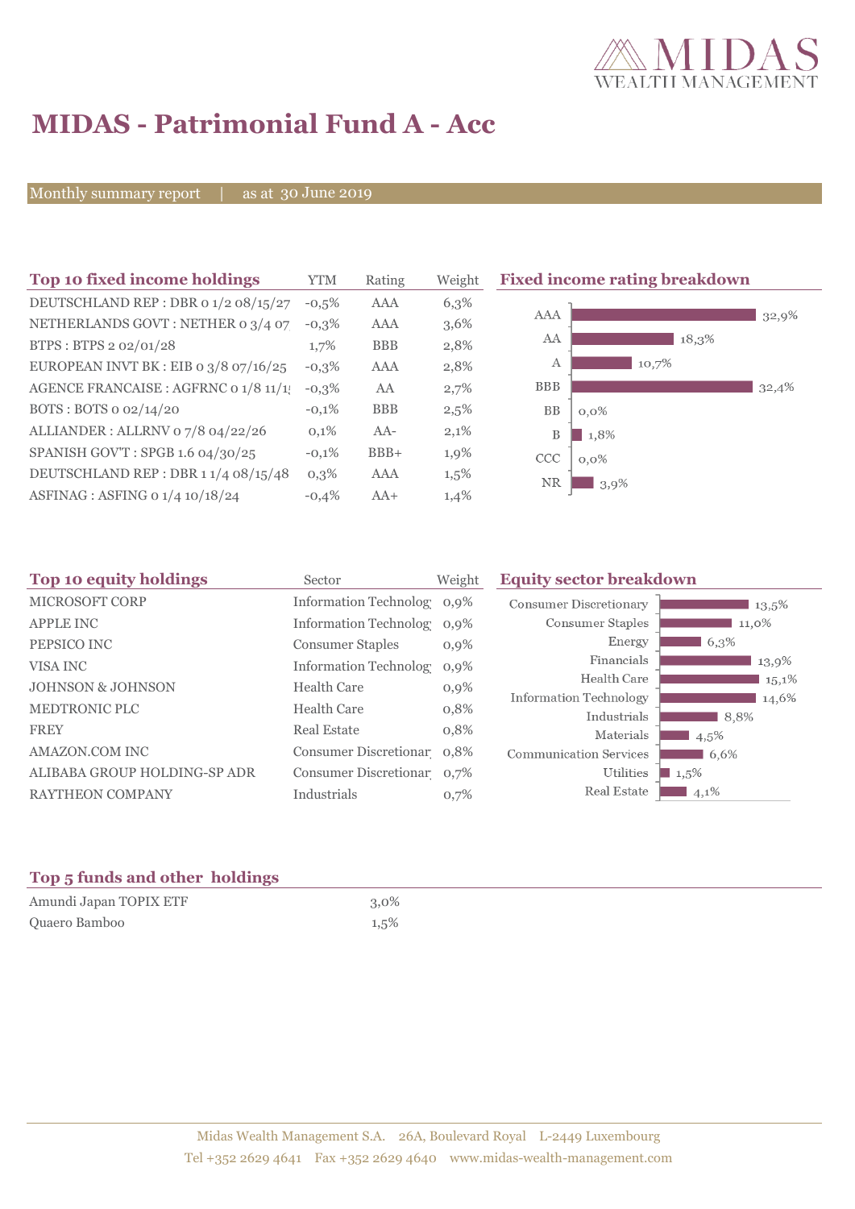# MIDAS - Patrimonial Fund A - Acc

Monthly summary report | as at 30 June 2019

## Top 10 fixed income holdings

| Top 10 fixed income holdings | YTM | Rating | Weight |
|---|---|---|---|
| DEUTSCHLAND REP : DBR 0 1/2 08/15/27 | -0,5% | AAA | 6,3% |
| NETHERLANDS GOVT : NETHER 0 3/4 07 | -0,3% | AAA | 3,6% |
| BTPS : BTPS 2 02/01/28 | 1,7% | BBB | 2,8% |
| EUROPEAN INVT BK : EIB 0 3/8 07/16/25 | -0,3% | AAA | 2,8% |
| AGENCE FRANCAISE : AGFRNC 0 1/8 11/1 | -0,3% | AA | 2,7% |
| BOTS : BOTS 0 02/14/20 | -0,1% | BBB | 2,5% |
| ALLIANDER : ALLRNV 0 7/8 04/22/26 | 0,1% | AA- | 2,1% |
| SPANISH GOV'T : SPGB 1.6 04/30/25 | -0,1% | BBB+ | 1,9% |
| DEUTSCHLAND REP : DBR 1 1/4 08/15/48 | 0,3% | AAA | 1,5% |
| ASFINAG : ASFING 0 1/4 10/18/24 | -0,4% | AA+ | 1,4% |

## Fixed income rating breakdown

| Rating | Weight |
|---|---|
| AAA | 32,9% |
| AA | 18,3% |
| A | 10,7% |
| BBB | 32,4% |
| BB | 0,0% |
| B | 1,8% |
| CCC | 0,0% |
| NR | 3,9% |

## Top 10 equity holdings

| Top 10 equity holdings | Sector | Weight |
|---|---|---|
| MICROSOFT CORP | Information Technolog | 0,9% |
| APPLE INC | Information Technolog | 0,9% |
| PEPSICO INC | Consumer Staples | 0,9% |
| VISA INC | Information Technolog | 0,9% |
| JOHNSON & JOHNSON | Health Care | 0,9% |
| MEDTRONIC PLC | Health Care | 0,8% |
| FREY | Real Estate | 0,8% |
| AMAZON.COM INC | Consumer Discretionar | 0,8% |
| ALIBABA GROUP HOLDING-SP ADR | Consumer Discretionar | 0,7% |
| RAYTHEON COMPANY | Industrials | 0,7% |

## Equity sector breakdown

| Sector | Weight |
|---|---|
| Consumer Discretionary | 13,5% |
| Consumer Staples | 11,0% |
| Energy | 6,3% |
| Financials | 13,9% |
| Health Care | 15,1% |
| Information Technology | 14,6% |
| Industrials | 8,8% |
| Materials | 4,5% |
| Communication Services | 6,6% |
| Utilities | 1,5% |
| Real Estate | 4,1% |

## Top 5 funds and other holdings

| Holding | Weight |
|---|---|
| Amundi Japan TOPIX ETF | 3,0% |
| Quaero Bamboo | 1,5% |

Midas Wealth Management S.A. 26A, Boulevard Royal L-2449 Luxembourg
Tel +352 2629 4641 Fax +352 2629 4640 www.midas-wealth-management.com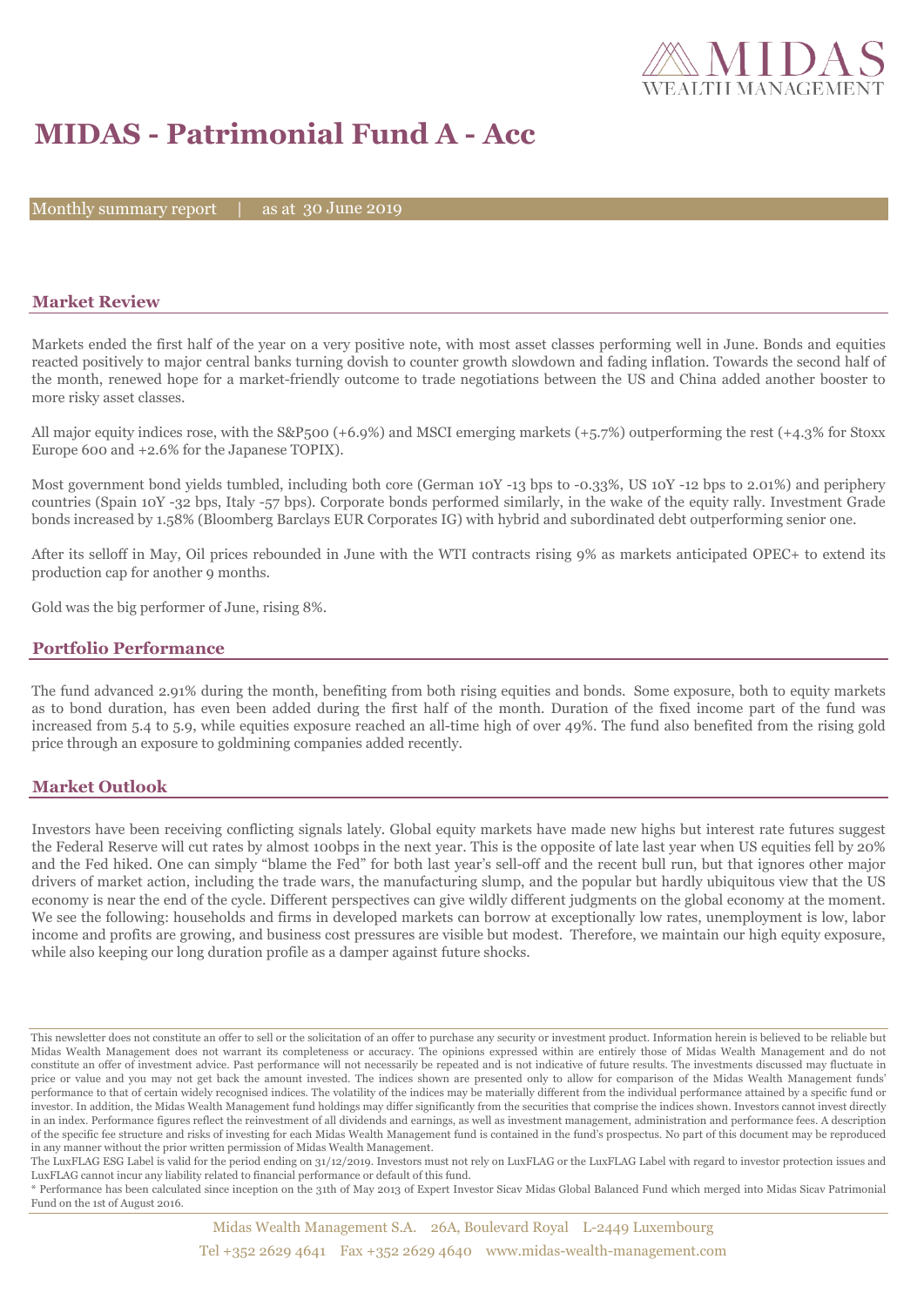# MIDAS - Patrimonial Fund A - Acc

Monthly summary report | as at 30 June 2019

## Market Review

Markets ended the first half of the year on a very positive note, with most asset classes performing well in June. Bonds and equities reacted positively to major central banks turning dovish to counter growth slowdown and fading inflation. Towards the second half of the month, renewed hope for a market-friendly outcome to trade negotiations between the US and China added another booster to more risky asset classes.

All major equity indices rose, with the S&P500 (+6.9%) and MSCI emerging markets (+5.7%) outperforming the rest (+4.3% for Stoxx Europe 600 and +2.6% for the Japanese TOPIX).

Most government bond yields tumbled, including both core (German 10Y -13 bps to -0.33%, US 10Y -12 bps to 2.01%) and periphery countries (Spain 10Y -32 bps, Italy -57 bps). Corporate bonds performed similarly, in the wake of the equity rally. Investment Grade bonds increased by 1.58% (Bloomberg Barclays EUR Corporates IG) with hybrid and subordinated debt outperforming senior one.

After its selloff in May, Oil prices rebounded in June with the WTI contracts rising 9% as markets anticipated OPEC+ to extend its production cap for another 9 months.

Gold was the big performer of June, rising 8%.

## Portfolio Performance

The fund advanced 2.91% during the month, benefiting from both rising equities and bonds. Some exposure, both to equity markets as to bond duration, has even been added during the first half of the month. Duration of the fixed income part of the fund was increased from 5.4 to 5.9, while equities exposure reached an all-time high of over 49%. The fund also benefited from the rising gold price through an exposure to goldmining companies added recently.

## Market Outlook

Investors have been receiving conflicting signals lately. Global equity markets have made new highs but interest rate futures suggest the Federal Reserve will cut rates by almost 100bps in the next year. This is the opposite of late last year when US equities fell by 20% and the Fed hiked. One can simply "blame the Fed" for both last year's sell-off and the recent bull run, but that ignores other major drivers of market action, including the trade wars, the manufacturing slump, and the popular but hardly ubiquitous view that the US economy is near the end of the cycle. Different perspectives can give wildly different judgments on the global economy at the moment. We see the following: households and firms in developed markets can borrow at exceptionally low rates, unemployment is low, labor income and profits are growing, and business cost pressures are visible but modest. Therefore, we maintain our high equity exposure, while also keeping our long duration profile as a damper against future shocks.

This newsletter does not constitute an offer to sell or the solicitation of an offer to purchase any security or investment product. Information herein is believed to be reliable but Midas Wealth Management does not warrant its completeness or accuracy. The opinions expressed within are entirely those of Midas Wealth Management and do not constitute an offer of investment advice. Past performance will not necessarily be repeated and is not indicative of future results. The investments discussed may fluctuate in price or value and you may not get back the amount invested. The indices shown are presented only to allow for comparison of the Midas Wealth Management funds' performance to that of certain widely recognised indices. The volatility of the indices may be materially different from the individual performance attained by a specific fund or investor. In addition, the Midas Wealth Management fund holdings may differ significantly from the securities that comprise the indices shown. Investors cannot invest directly in an index. Performance figures reflect the reinvestment of all dividends and earnings, as well as investment management, administration and performance fees. A description of the specific fee structure and risks of investing for each Midas Wealth Management fund is contained in the fund's prospectus. No part of this document may be reproduced in any manner without the prior written permission of Midas Wealth Management.

The LuxFLAG ESG Label is valid for the period ending on 31/12/2019. Investors must not rely on LuxFLAG or the LuxFLAG Label with regard to investor protection issues and LuxFLAG cannot incur any liability related to financial performance or default of this fund.

* Performance has been calculated since inception on the 31th of May 2013 of Expert Investor Sicav Midas Global Balanced Fund which merged into Midas Sicav Patrimonial Fund on the 1st of August 2016.

Midas Wealth Management S.A. 26A, Boulevard Royal L-2449 Luxembourg

Tel +352 2629 4641 Fax +352 2629 4640 www.midas-wealth-management.com